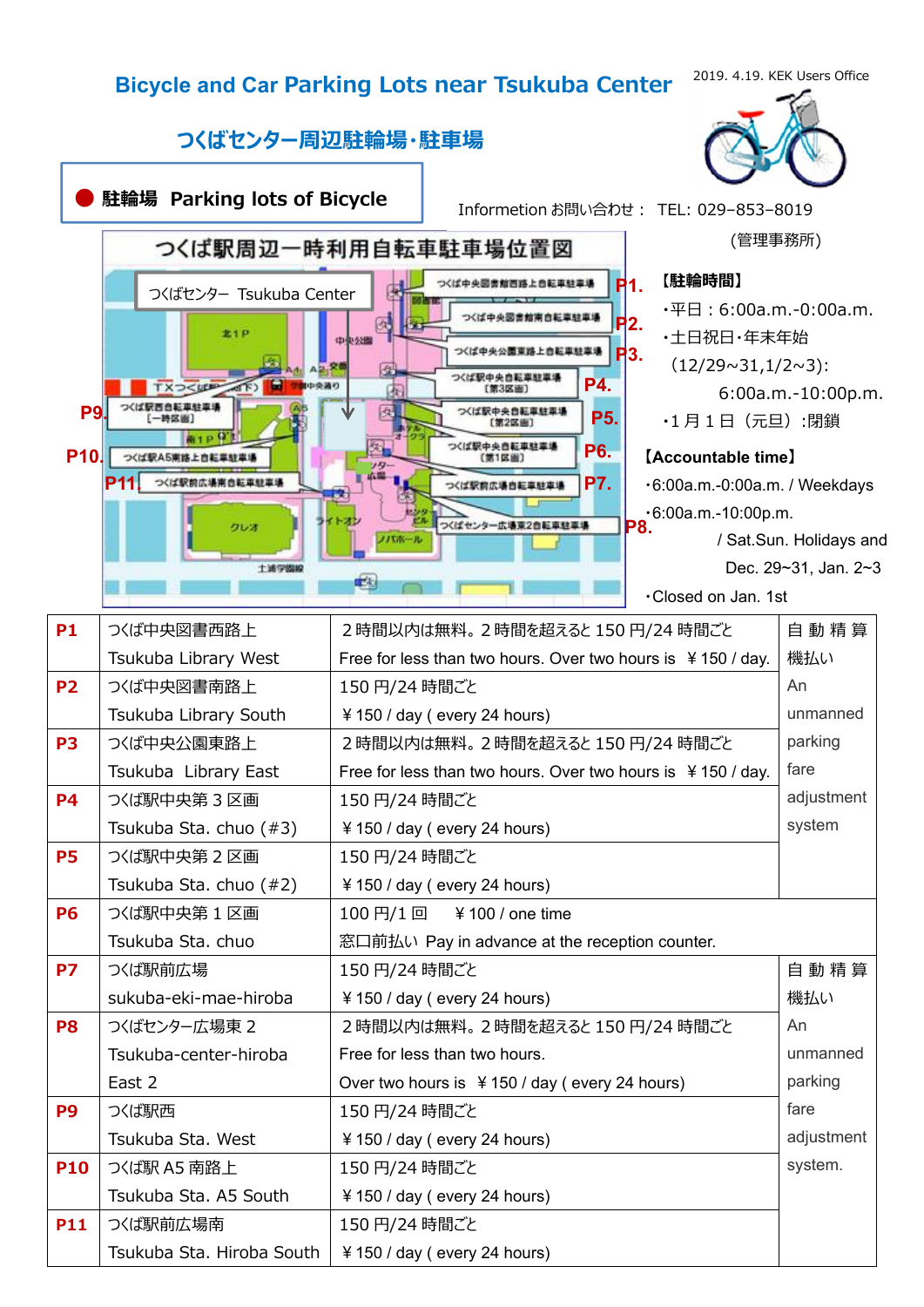# Bicycle and Car Parking Lots near Tsukuba Center

2019. 4.19. KEK Users Office

## つくばセンター周辺駐輪場・駐車場

### ● 駐輪場 Parking lots of Bicycle

Information お問い合わせ： TEL: 029−853−8019
（管理事務所）

つくば駅周辺一時利用自転車駐車場位置図

**【駐輪時間】**

- 平日：6:00a.m.-0:00a.m.
- 土日祝日・年末年始（12/29~31,1/2~3）: 6:00a.m.-10:00p.m.
- 1月1日（元旦）:閉鎖

**【Accountable time】**

- 6:00a.m.-0:00a.m. / Weekdays
- 6:00a.m.-10:00p.m. / Sat.Sun. Holidays and Dec. 29~31, Jan. 2~3
- Closed on Jan. 1st

| | | | |
|---|---|---|---|
| **P1** | つくば中央図書西路上<br>Tsukuba Library West | 2時間以内は無料。2時間を超えると150円/24時間ごと<br>Free for less than two hours. Over two hours is ￥150 / day. | 自動精算機払い<br>An unmanned parking fare adjustment system |
| **P2** | つくば中央図書南路上<br>Tsukuba Library South | 150円/24時間ごと<br>￥150 / day ( every 24 hours) | |
| **P3** | つくば中央公園東路上<br>Tsukuba Library East | 2時間以内は無料。2時間を超えると150円/24時間ごと<br>Free for less than two hours. Over two hours is ￥150 / day. | |
| **P4** | つくば駅中央第3区画<br>Tsukuba Sta. chuo (#3) | 150円/24時間ごと<br>￥150 / day ( every 24 hours) | |
| **P5** | つくば駅中央第2区画<br>Tsukuba Sta. chuo (#2) | 150円/24時間ごと<br>￥150 / day ( every 24 hours) | |
| **P6** | つくば駅中央第1区画<br>Tsukuba Sta. chuo | 100円/1回 ￥100 / one time<br>窓口前払い Pay in advance at the reception counter. | |
| **P7** | つくば駅前広場<br>sukuba-eki-mae-hiroba | 150円/24時間ごと<br>￥150 / day ( every 24 hours) | 自動精算機払い<br>An unmanned parking fare adjustment system. |
| **P8** | つくばセンター広場東2<br>Tsukuba-center-hiroba East 2 | 2時間以内は無料。2時間を超えると150円/24時間ごと<br>Free for less than two hours.<br>Over two hours is ￥150 / day ( every 24 hours) | |
| **P9** | つくば駅西<br>Tsukuba Sta. West | 150円/24時間ごと<br>￥150 / day ( every 24 hours) | |
| **P10** | つくば駅A5南路上<br>Tsukuba Sta. A5 South | 150円/24時間ごと<br>￥150 / day ( every 24 hours) | |
| **P11** | つくば駅前広場南<br>Tsukuba Sta. Hiroba South | 150円/24時間ごと<br>￥150 / day ( every 24 hours) | |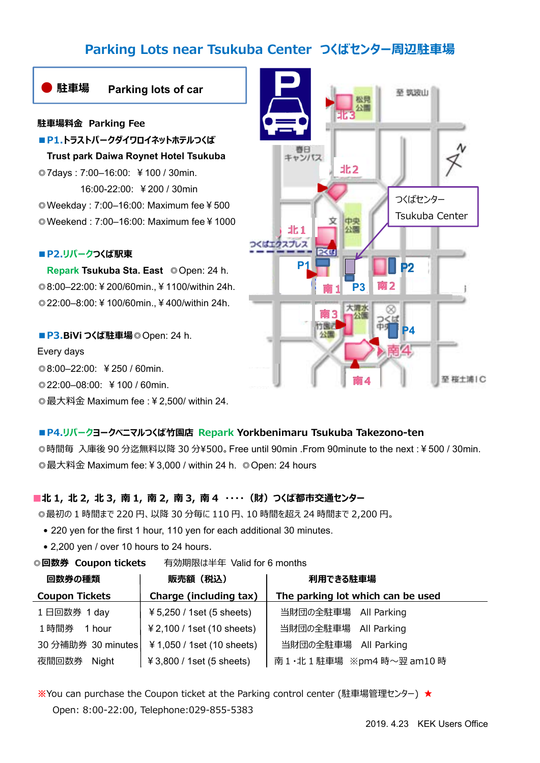# Parking Lots near Tsukuba Center つくばセンター周辺駐車場

## ● 駐車場 Parking lots of car

至 筑波山
松見公園
北3
春日キャンパス
北2
つくばセンター
Tsukuba Center
文
中央公園
北1
つくばエクスプレス
つくば
P1
P2
南1
P3
南2
南3
大清水公園
竹園西公園
つくば中央
P4
南4
南4
至 桜土浦IC

**駐車場料金 Parking Fee**

**■P1.トラストパークダイワロイネットホテルつくば**
**Trust park Daiwa Roynet Hotel Tsukuba**

◎7days : 7:00–16:00: ￥100 / 30min.
16:00-22:00: ￥200 / 30min
◎Weekday : 7:00–16:00: Maximum fee￥500
◎Weekend : 7:00–16:00: Maximum fee￥1000

**■P2.リパークつくば駅東**
**Repark Tsukuba Sta. East** ◎Open: 24 h.
◎8:00–22:00:￥200/60min.,￥1100/within 24h.
◎22:00–8:00:￥100/60min.,￥400/within 24h.

**■P3.BiVi つくば駐車場**◎Open: 24 h.
Every days
◎8:00–22:00: ￥250 / 60min.
◎22:00–08:00: ￥100 / 60min.
◎最大料金 Maximum fee :￥2,500/ within 24.

**■P4.リパークヨークベニマルつくば竹園店 Repark Yorkbenimaru Tsukuba Takezono-ten**
◎時間毎 入庫後 90 分迄無料以降 30 分¥500。Free until 90min .From 90minute to the next :￥500 / 30min.
◎最大料金 Maximum fee:￥3,000 / within 24 h. ◎Open: 24 hours

**■北 1, 北 2, 北 3, 南 1, 南 2, 南 3, 南 4 ････（財）つくば都市交通センター**
◎最初の 1 時間まで 220 円、以降 30 分毎に 110 円、10 時間を超え 24 時間まで 2,200 円。
- 220 yen for the first 1 hour, 110 yen for each additional 30 minutes.
- 2,200 yen / over 10 hours to 24 hours.

◎**回数券 Coupon tickets** 有効期限は半年 Valid for 6 months

| 回数券の種類 Coupon Tickets | 販売額（税込） Charge (including tax) | 利用できる駐車場 The parking lot which can be used |
|---|---|---|
| 1 日回数券 1 day | ￥5,250 / 1set (5 sheets) | 当財団の全駐車場 All Parking |
| 1 時間券 1 hour | ￥2,100 / 1set (10 sheets) | 当財団の全駐車場 All Parking |
| 30 分補助券 30 minutes | ￥1,050 / 1set (10 sheets) | 当財団の全駐車場 All Parking |
| 夜間回数券 Night | ￥3,800 / 1set (5 sheets) | 南 1・北 1 駐車場 ※pm4 時～翌 am10 時 |

※You can purchase the Coupon ticket at the Parking control center (駐車場管理センター) ★
Open: 8:00-22:00, Telephone:029-855-5383

2019. 4.23 KEK Users Office